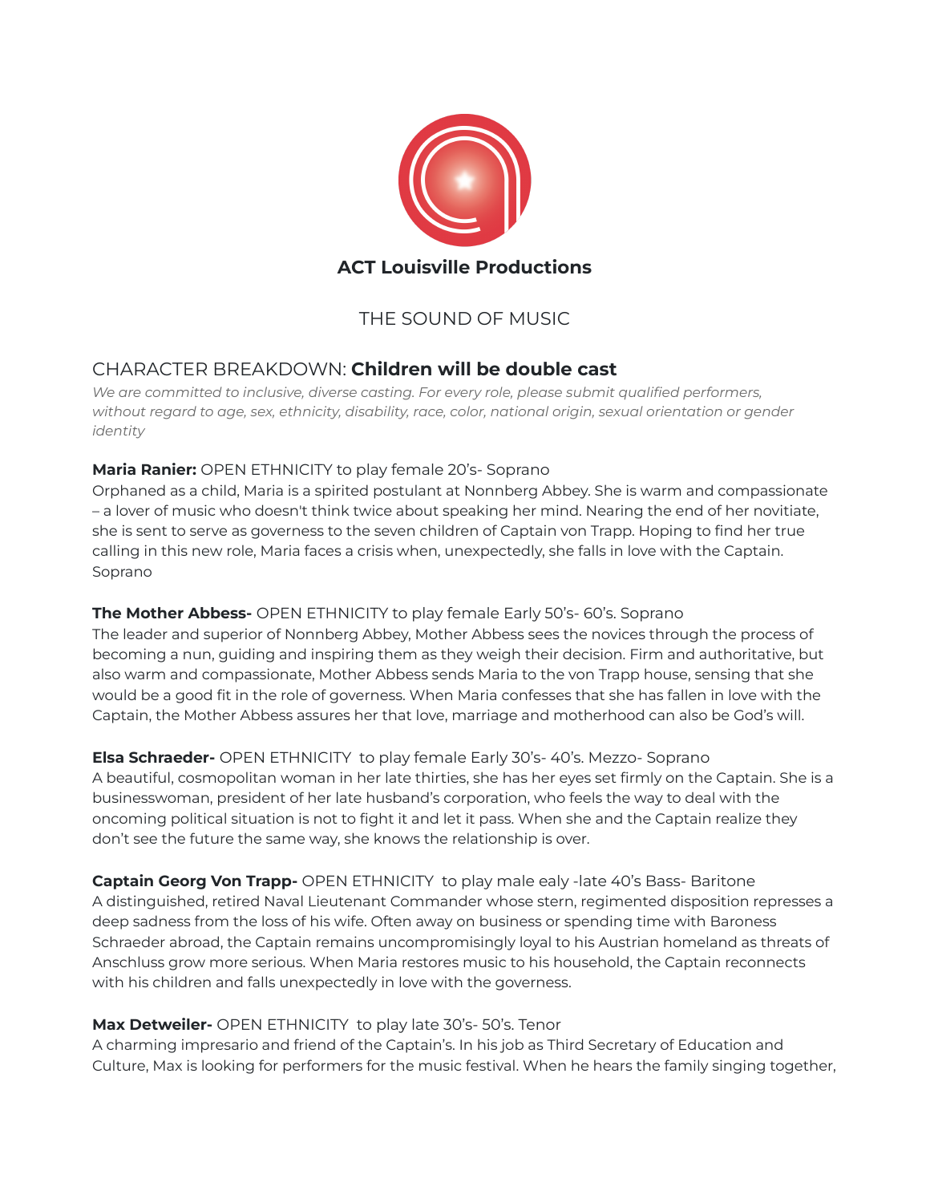**ACT Louisville Productions**

THE SOUND OF MUSIC

## CHARACTER BREAKDOWN: **Children will be double cast**

*We are committed to inclusive, diverse casting. For every role, please submit qualified performers, without regard to age, sex, ethnicity, disability, race, color, national origin, sexual orientation or gender identity*

**Maria Ranier:** OPEN ETHNICITY to play female 20's- Soprano
Orphaned as a child, Maria is a spirited postulant at Nonnberg Abbey. She is warm and compassionate – a lover of music who doesn't think twice about speaking her mind. Nearing the end of her novitiate, she is sent to serve as governess to the seven children of Captain von Trapp. Hoping to find her true calling in this new role, Maria faces a crisis when, unexpectedly, she falls in love with the Captain. Soprano

**The Mother Abbess-** OPEN ETHNICITY to play female Early 50's- 60's. Soprano
The leader and superior of Nonnberg Abbey, Mother Abbess sees the novices through the process of becoming a nun, guiding and inspiring them as they weigh their decision. Firm and authoritative, but also warm and compassionate, Mother Abbess sends Maria to the von Trapp house, sensing that she would be a good fit in the role of governess. When Maria confesses that she has fallen in love with the Captain, the Mother Abbess assures her that love, marriage and motherhood can also be God's will.

**Elsa Schraeder-** OPEN ETHNICITY to play female Early 30's- 40's. Mezzo- Soprano
A beautiful, cosmopolitan woman in her late thirties, she has her eyes set firmly on the Captain. She is a businesswoman, president of her late husband's corporation, who feels the way to deal with the oncoming political situation is not to fight it and let it pass. When she and the Captain realize they don't see the future the same way, she knows the relationship is over.

**Captain Georg Von Trapp-** OPEN ETHNICITY to play male ealy -late 40's Bass- Baritone
A distinguished, retired Naval Lieutenant Commander whose stern, regimented disposition represses a deep sadness from the loss of his wife. Often away on business or spending time with Baroness Schraeder abroad, the Captain remains uncompromisingly loyal to his Austrian homeland as threats of Anschluss grow more serious. When Maria restores music to his household, the Captain reconnects with his children and falls unexpectedly in love with the governess.

**Max Detweiler-** OPEN ETHNICITY to play late 30's- 50's. Tenor
A charming impresario and friend of the Captain's. In his job as Third Secretary of Education and Culture, Max is looking for performers for the music festival. When he hears the family singing together,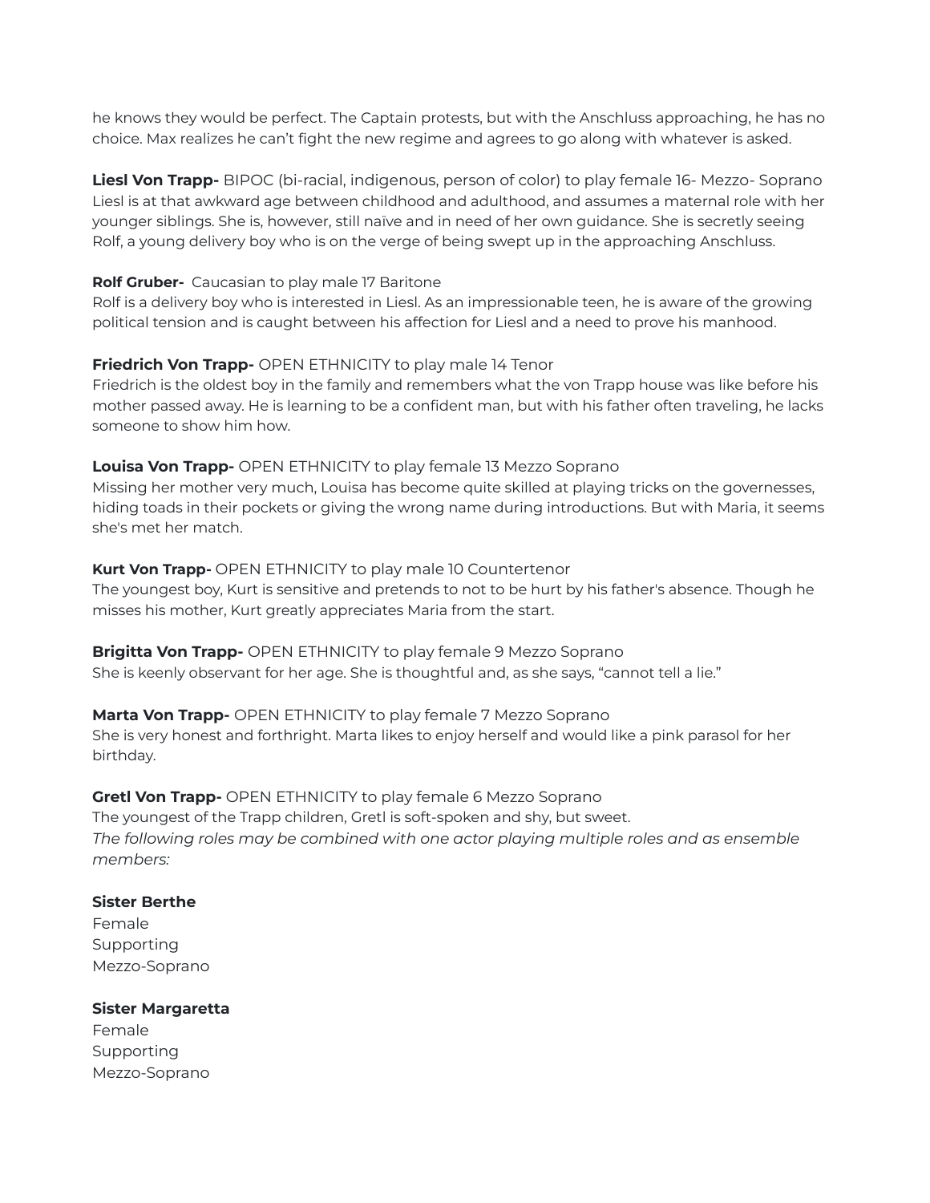he knows they would be perfect. The Captain protests, but with the Anschluss approaching, he has no choice. Max realizes he can't fight the new regime and agrees to go along with whatever is asked.

**Liesl Von Trapp-** BIPOC (bi-racial, indigenous, person of color) to play female 16- Mezzo- Soprano
Liesl is at that awkward age between childhood and adulthood, and assumes a maternal role with her younger siblings. She is, however, still naïve and in need of her own guidance. She is secretly seeing Rolf, a young delivery boy who is on the verge of being swept up in the approaching Anschluss.

**Rolf Gruber-** Caucasian to play male 17 Baritone
Rolf is a delivery boy who is interested in Liesl. As an impressionable teen, he is aware of the growing political tension and is caught between his affection for Liesl and a need to prove his manhood.

**Friedrich Von Trapp-** OPEN ETHNICITY to play male 14 Tenor
Friedrich is the oldest boy in the family and remembers what the von Trapp house was like before his mother passed away. He is learning to be a confident man, but with his father often traveling, he lacks someone to show him how.

**Louisa Von Trapp-** OPEN ETHNICITY to play female 13 Mezzo Soprano
Missing her mother very much, Louisa has become quite skilled at playing tricks on the governesses, hiding toads in their pockets or giving the wrong name during introductions. But with Maria, it seems she's met her match.

**Kurt Von Trapp-** OPEN ETHNICITY to play male 10 Countertenor
The youngest boy, Kurt is sensitive and pretends to not to be hurt by his father's absence. Though he misses his mother, Kurt greatly appreciates Maria from the start.

**Brigitta Von Trapp-** OPEN ETHNICITY to play female 9 Mezzo Soprano
She is keenly observant for her age. She is thoughtful and, as she says, "cannot tell a lie."

**Marta Von Trapp-** OPEN ETHNICITY to play female 7 Mezzo Soprano
She is very honest and forthright. Marta likes to enjoy herself and would like a pink parasol for her birthday.

**Gretl Von Trapp-** OPEN ETHNICITY to play female 6 Mezzo Soprano
The youngest of the Trapp children, Gretl is soft-spoken and shy, but sweet.
*The following roles may be combined with one actor playing multiple roles and as ensemble members:*

**Sister Berthe**
Female
Supporting
Mezzo-Soprano

**Sister Margaretta**
Female
Supporting
Mezzo-Soprano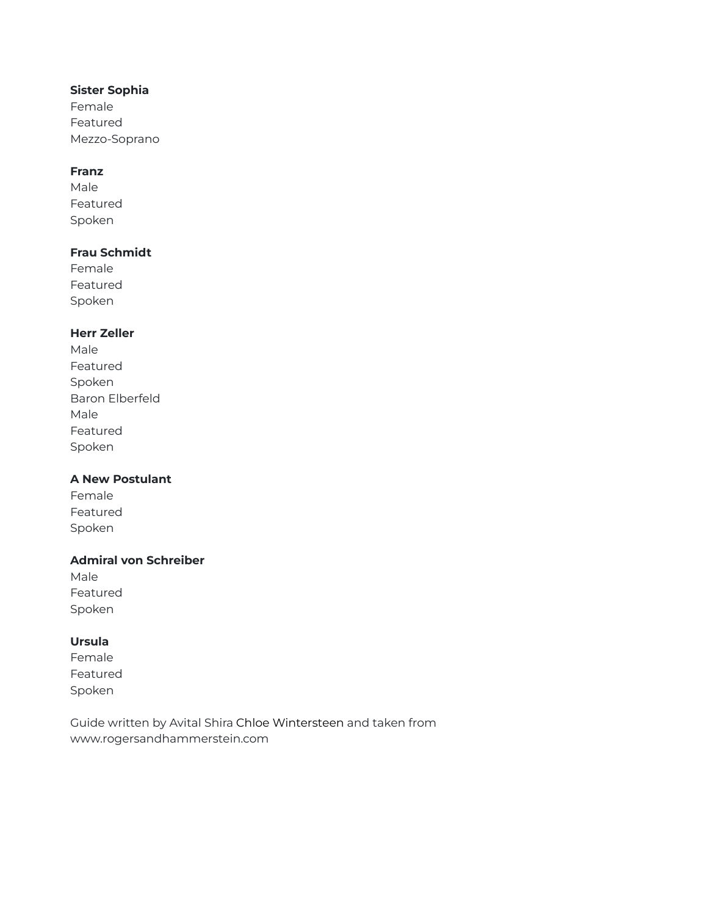**Sister Sophia**
Female
Featured
Mezzo-Soprano

**Franz**
Male
Featured
Spoken

**Frau Schmidt**
Female
Featured
Spoken

**Herr Zeller**
Male
Featured
Spoken
Baron Elberfeld
Male
Featured
Spoken

**A New Postulant**
Female
Featured
Spoken

**Admiral von Schreiber**
Male
Featured
Spoken

**Ursula**
Female
Featured
Spoken

Guide written by Avital Shira Chloe Wintersteen and taken from www.rogersandhammerstein.com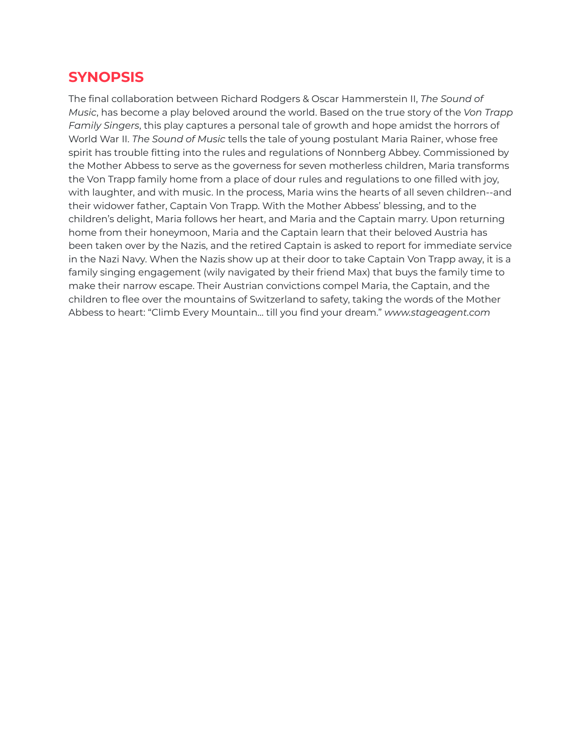## SYNOPSIS

The final collaboration between Richard Rodgers & Oscar Hammerstein II, *The Sound of Music*, has become a play beloved around the world. Based on the true story of the *Von Trapp Family Singers*, this play captures a personal tale of growth and hope amidst the horrors of World War II. *The Sound of Music* tells the tale of young postulant Maria Rainer, whose free spirit has trouble fitting into the rules and regulations of Nonnberg Abbey. Commissioned by the Mother Abbess to serve as the governess for seven motherless children, Maria transforms the Von Trapp family home from a place of dour rules and regulations to one filled with joy, with laughter, and with music. In the process, Maria wins the hearts of all seven children--and their widower father, Captain Von Trapp. With the Mother Abbess' blessing, and to the children's delight, Maria follows her heart, and Maria and the Captain marry. Upon returning home from their honeymoon, Maria and the Captain learn that their beloved Austria has been taken over by the Nazis, and the retired Captain is asked to report for immediate service in the Nazi Navy. When the Nazis show up at their door to take Captain Von Trapp away, it is a family singing engagement (wily navigated by their friend Max) that buys the family time to make their narrow escape. Their Austrian convictions compel Maria, the Captain, and the children to flee over the mountains of Switzerland to safety, taking the words of the Mother Abbess to heart: "Climb Every Mountain... till you find your dream." *www.stageagent.com*